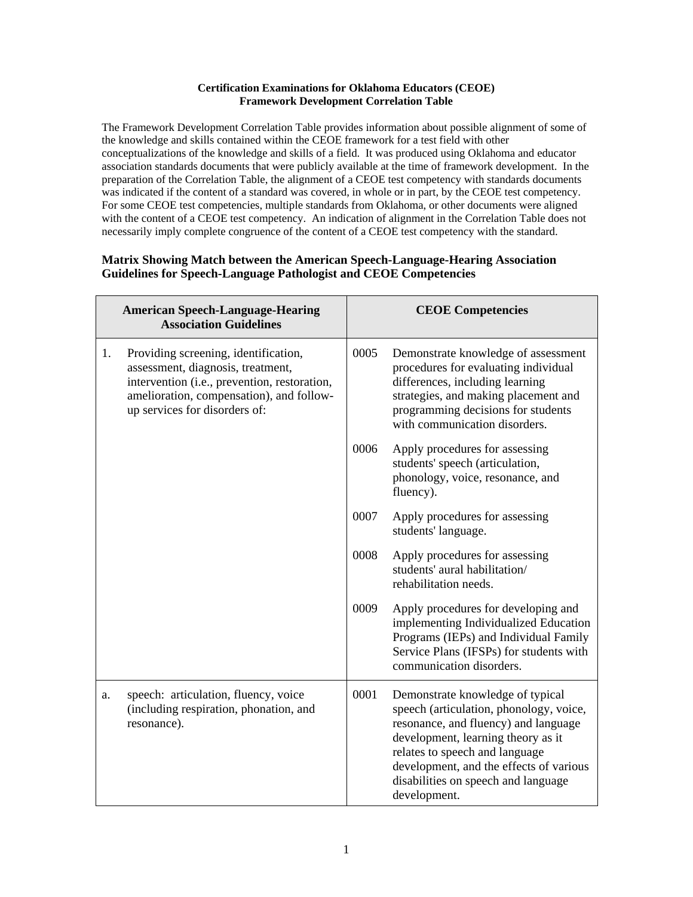**Certification Examinations for Oklahoma Educators (CEOE)**
**Framework Development Correlation Table**

The Framework Development Correlation Table provides information about possible alignment of some of the knowledge and skills contained within the CEOE framework for a test field with other conceptualizations of the knowledge and skills of a field. It was produced using Oklahoma and educator association standards documents that were publicly available at the time of framework development. In the preparation of the Correlation Table, the alignment of a CEOE test competency with standards documents was indicated if the content of a standard was covered, in whole or in part, by the CEOE test competency. For some CEOE test competencies, multiple standards from Oklahoma, or other documents were aligned with the content of a CEOE test competency. An indication of alignment in the Correlation Table does not necessarily imply complete congruence of the content of a CEOE test competency with the standard.

### Matrix Showing Match between the American Speech-Language-Hearing Association Guidelines for Speech-Language Pathologist and CEOE Competencies

| American Speech-Language-Hearing Association Guidelines | | CEOE Competencies | |
|---|---|---|---|
| 1. | Providing screening, identification, assessment, diagnosis, treatment, intervention (i.e., prevention, restoration, amelioration, compensation), and follow-up services for disorders of: | 0005 | Demonstrate knowledge of assessment procedures for evaluating individual differences, including learning strategies, and making placement and programming decisions for students with communication disorders. |
| | | 0006 | Apply procedures for assessing students' speech (articulation, phonology, voice, resonance, and fluency). |
| | | 0007 | Apply procedures for assessing students' language. |
| | | 0008 | Apply procedures for assessing students' aural habilitation/ rehabilitation needs. |
| | | 0009 | Apply procedures for developing and implementing Individualized Education Programs (IEPs) and Individual Family Service Plans (IFSPs) for students with communication disorders. |
| a. | speech: articulation, fluency, voice (including respiration, phonation, and resonance). | 0001 | Demonstrate knowledge of typical speech (articulation, phonology, voice, resonance, and fluency) and language development, learning theory as it relates to speech and language development, and the effects of various disabilities on speech and language development. |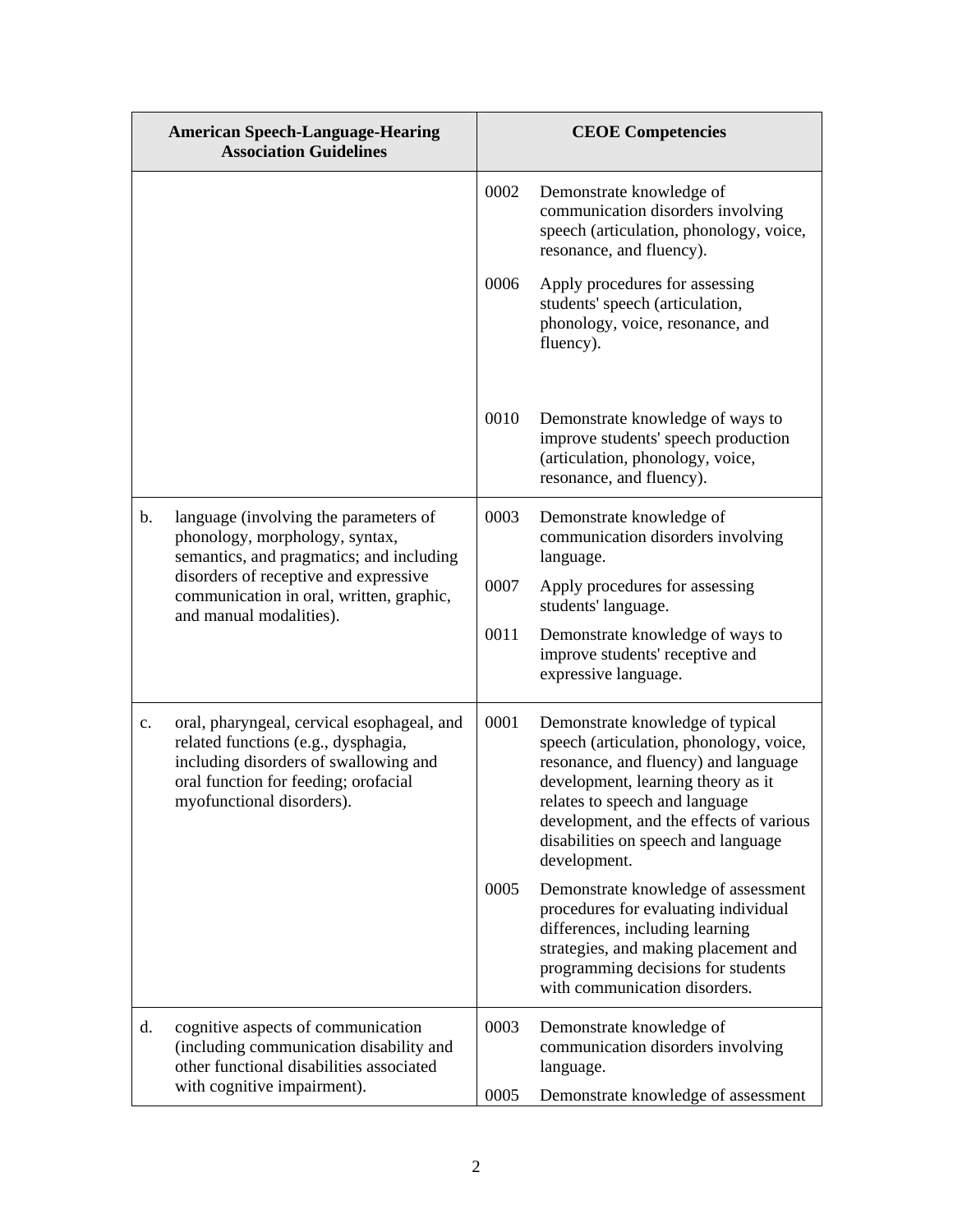| American Speech-Language-Hearing Association Guidelines | CEOE Competencies |
|---|---|
| | 0002 Demonstrate knowledge of communication disorders involving speech (articulation, phonology, voice, resonance, and fluency).<br><br>0006 Apply procedures for assessing students' speech (articulation, phonology, voice, resonance, and fluency).<br><br>0010 Demonstrate knowledge of ways to improve students' speech production (articulation, phonology, voice, resonance, and fluency). |
| b. language (involving the parameters of phonology, morphology, syntax, semantics, and pragmatics; and including disorders of receptive and expressive communication in oral, written, graphic, and manual modalities). | 0003 Demonstrate knowledge of communication disorders involving language.<br><br>0007 Apply procedures for assessing students' language.<br><br>0011 Demonstrate knowledge of ways to improve students' receptive and expressive language. |
| c. oral, pharyngeal, cervical esophageal, and related functions (e.g., dysphagia, including disorders of swallowing and oral function for feeding; orofacial myofunctional disorders). | 0001 Demonstrate knowledge of typical speech (articulation, phonology, voice, resonance, and fluency) and language development, learning theory as it relates to speech and language development, and the effects of various disabilities on speech and language development.<br><br>0005 Demonstrate knowledge of assessment procedures for evaluating individual differences, including learning strategies, and making placement and programming decisions for students with communication disorders. |
| d. cognitive aspects of communication (including communication disability and other functional disabilities associated with cognitive impairment). | 0003 Demonstrate knowledge of communication disorders involving language.<br><br>0005 Demonstrate knowledge of assessment |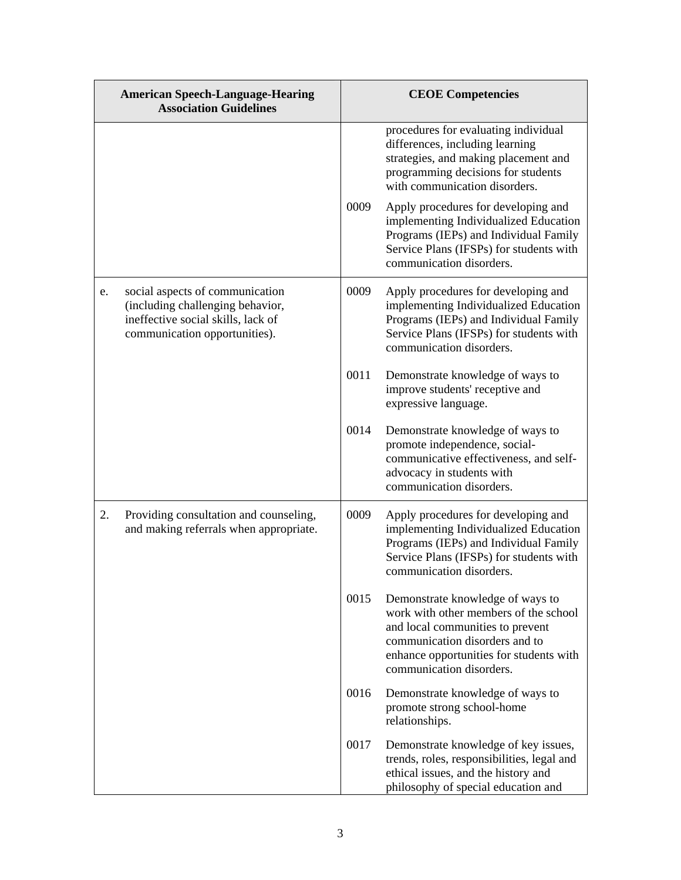| American Speech-Language-Hearing Association Guidelines | CEOE Competencies |
|---|---|
| | procedures for evaluating individual differences, including learning strategies, and making placement and programming decisions for students with communication disorders. |
| | 0009 Apply procedures for developing and implementing Individualized Education Programs (IEPs) and Individual Family Service Plans (IFSPs) for students with communication disorders. |
| e. social aspects of communication (including challenging behavior, ineffective social skills, lack of communication opportunities). | 0009 Apply procedures for developing and implementing Individualized Education Programs (IEPs) and Individual Family Service Plans (IFSPs) for students with communication disorders. |
| | 0011 Demonstrate knowledge of ways to improve students' receptive and expressive language. |
| | 0014 Demonstrate knowledge of ways to promote independence, social-communicative effectiveness, and self-advocacy in students with communication disorders. |
| 2. Providing consultation and counseling, and making referrals when appropriate. | 0009 Apply procedures for developing and implementing Individualized Education Programs (IEPs) and Individual Family Service Plans (IFSPs) for students with communication disorders. |
| | 0015 Demonstrate knowledge of ways to work with other members of the school and local communities to prevent communication disorders and to enhance opportunities for students with communication disorders. |
| | 0016 Demonstrate knowledge of ways to promote strong school-home relationships. |
| | 0017 Demonstrate knowledge of key issues, trends, roles, responsibilities, legal and ethical issues, and the history and philosophy of special education and |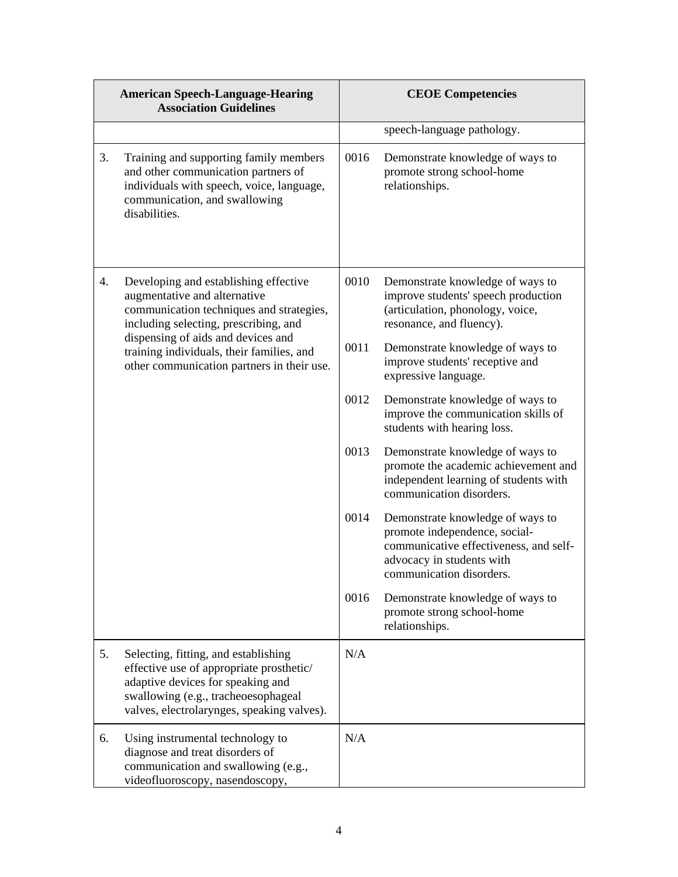| American Speech-Language-Hearing Association Guidelines | CEOE Competencies |
|---|---|
| | speech-language pathology. |
| 3. Training and supporting family members and other communication partners of individuals with speech, voice, language, communication, and swallowing disabilities. | 0016 Demonstrate knowledge of ways to promote strong school-home relationships. |
| 4. Developing and establishing effective augmentative and alternative communication techniques and strategies, including selecting, prescribing, and dispensing of aids and devices and training individuals, their families, and other communication partners in their use. | 0010 Demonstrate knowledge of ways to improve students' speech production (articulation, phonology, voice, resonance, and fluency).<br><br>0011 Demonstrate knowledge of ways to improve students' receptive and expressive language.<br><br>0012 Demonstrate knowledge of ways to improve the communication skills of students with hearing loss.<br><br>0013 Demonstrate knowledge of ways to promote the academic achievement and independent learning of students with communication disorders.<br><br>0014 Demonstrate knowledge of ways to promote independence, social-communicative effectiveness, and self-advocacy in students with communication disorders.<br><br>0016 Demonstrate knowledge of ways to promote strong school-home relationships. |
| 5. Selecting, fitting, and establishing effective use of appropriate prosthetic/ adaptive devices for speaking and swallowing (e.g., tracheoesophageal valves, electrolarynges, speaking valves). | N/A |
| 6. Using instrumental technology to diagnose and treat disorders of communication and swallowing (e.g., videofluoroscopy, nasendoscopy, | N/A |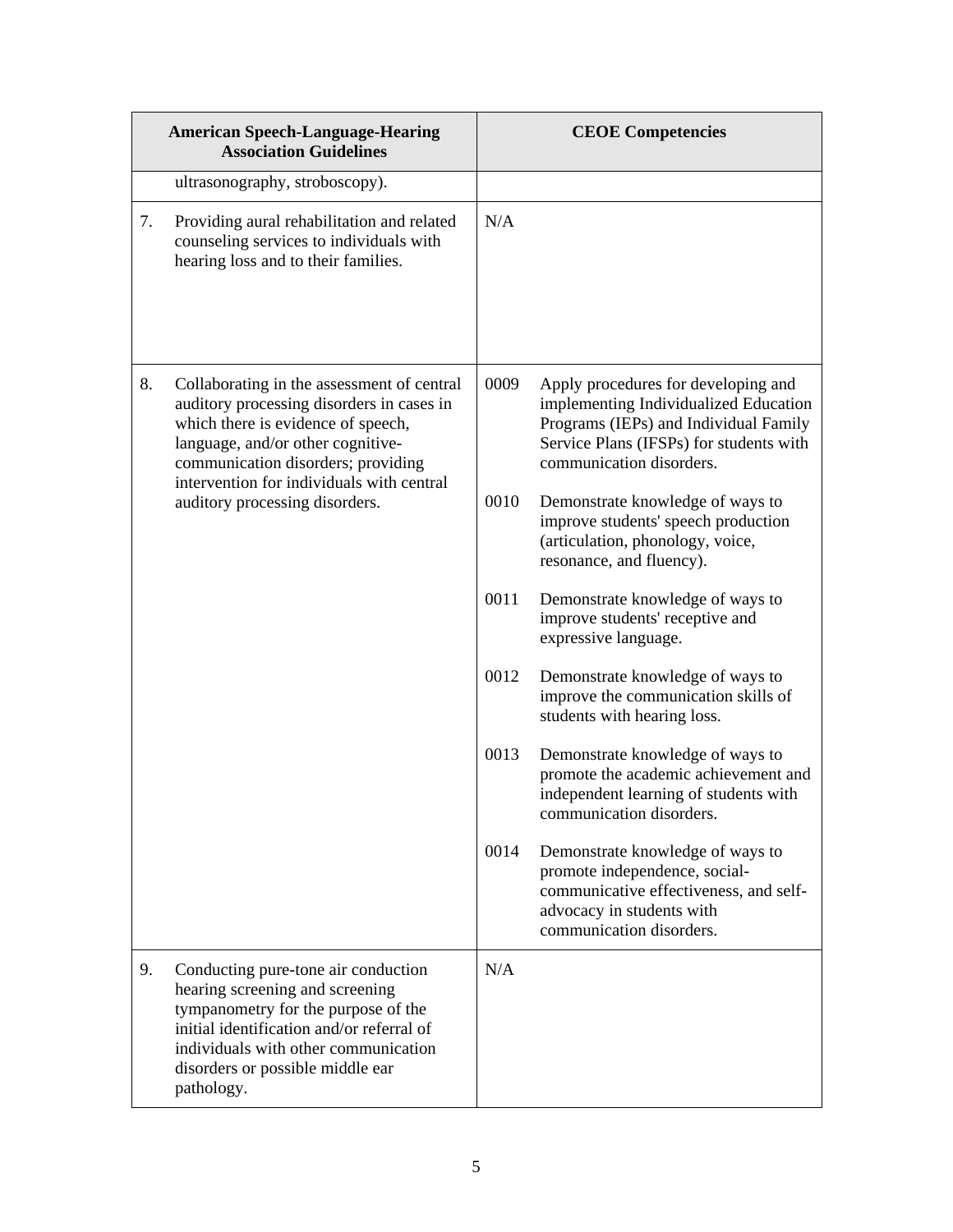| American Speech-Language-Hearing Association Guidelines | CEOE Competencies |
| --- | --- |
| ultrasonography, stroboscopy). | |
| 7. Providing aural rehabilitation and related counseling services to individuals with hearing loss and to their families. | N/A |
| 8. Collaborating in the assessment of central auditory processing disorders in cases in which there is evidence of speech, language, and/or other cognitive-communication disorders; providing intervention for individuals with central auditory processing disorders. | 0009 Apply procedures for developing and implementing Individualized Education Programs (IEPs) and Individual Family Service Plans (IFSPs) for students with communication disorders.<br><br>0010 Demonstrate knowledge of ways to improve students' speech production (articulation, phonology, voice, resonance, and fluency).<br><br>0011 Demonstrate knowledge of ways to improve students' receptive and expressive language.<br><br>0012 Demonstrate knowledge of ways to improve the communication skills of students with hearing loss.<br><br>0013 Demonstrate knowledge of ways to promote the academic achievement and independent learning of students with communication disorders.<br><br>0014 Demonstrate knowledge of ways to promote independence, social-communicative effectiveness, and self-advocacy in students with communication disorders. |
| 9. Conducting pure-tone air conduction hearing screening and screening tympanometry for the purpose of the initial identification and/or referral of individuals with other communication disorders or possible middle ear pathology. | N/A |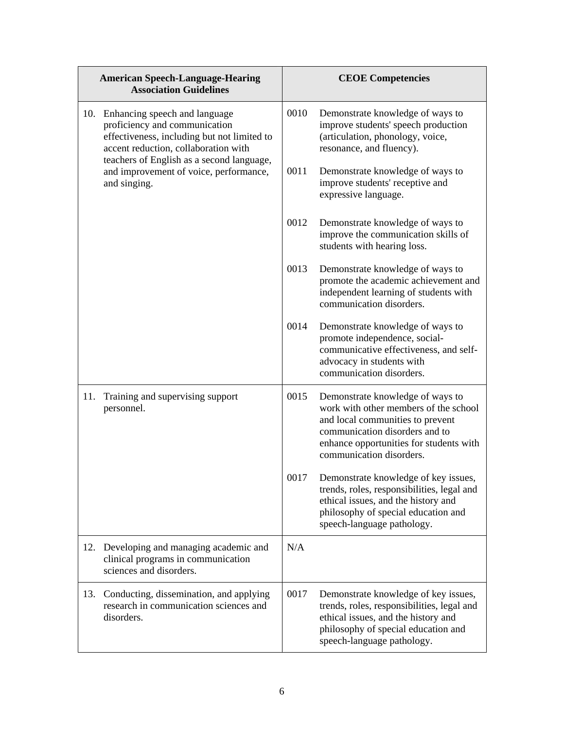| American Speech-Language-Hearing Association Guidelines | CEOE Competencies |
|---|---|
| 10. Enhancing speech and language proficiency and communication effectiveness, including but not limited to accent reduction, collaboration with teachers of English as a second language, and improvement of voice, performance, and singing. | 0010 Demonstrate knowledge of ways to improve students' speech production (articulation, phonology, voice, resonance, and fluency).<br><br>0011 Demonstrate knowledge of ways to improve students' receptive and expressive language.<br><br>0012 Demonstrate knowledge of ways to improve the communication skills of students with hearing loss.<br><br>0013 Demonstrate knowledge of ways to promote the academic achievement and independent learning of students with communication disorders.<br><br>0014 Demonstrate knowledge of ways to promote independence, social-communicative effectiveness, and self-advocacy in students with communication disorders. |
| 11. Training and supervising support personnel. | 0015 Demonstrate knowledge of ways to work with other members of the school and local communities to prevent communication disorders and to enhance opportunities for students with communication disorders.<br><br>0017 Demonstrate knowledge of key issues, trends, roles, responsibilities, legal and ethical issues, and the history and philosophy of special education and speech-language pathology. |
| 12. Developing and managing academic and clinical programs in communication sciences and disorders. | N/A |
| 13. Conducting, dissemination, and applying research in communication sciences and disorders. | 0017 Demonstrate knowledge of key issues, trends, roles, responsibilities, legal and ethical issues, and the history and philosophy of special education and speech-language pathology. |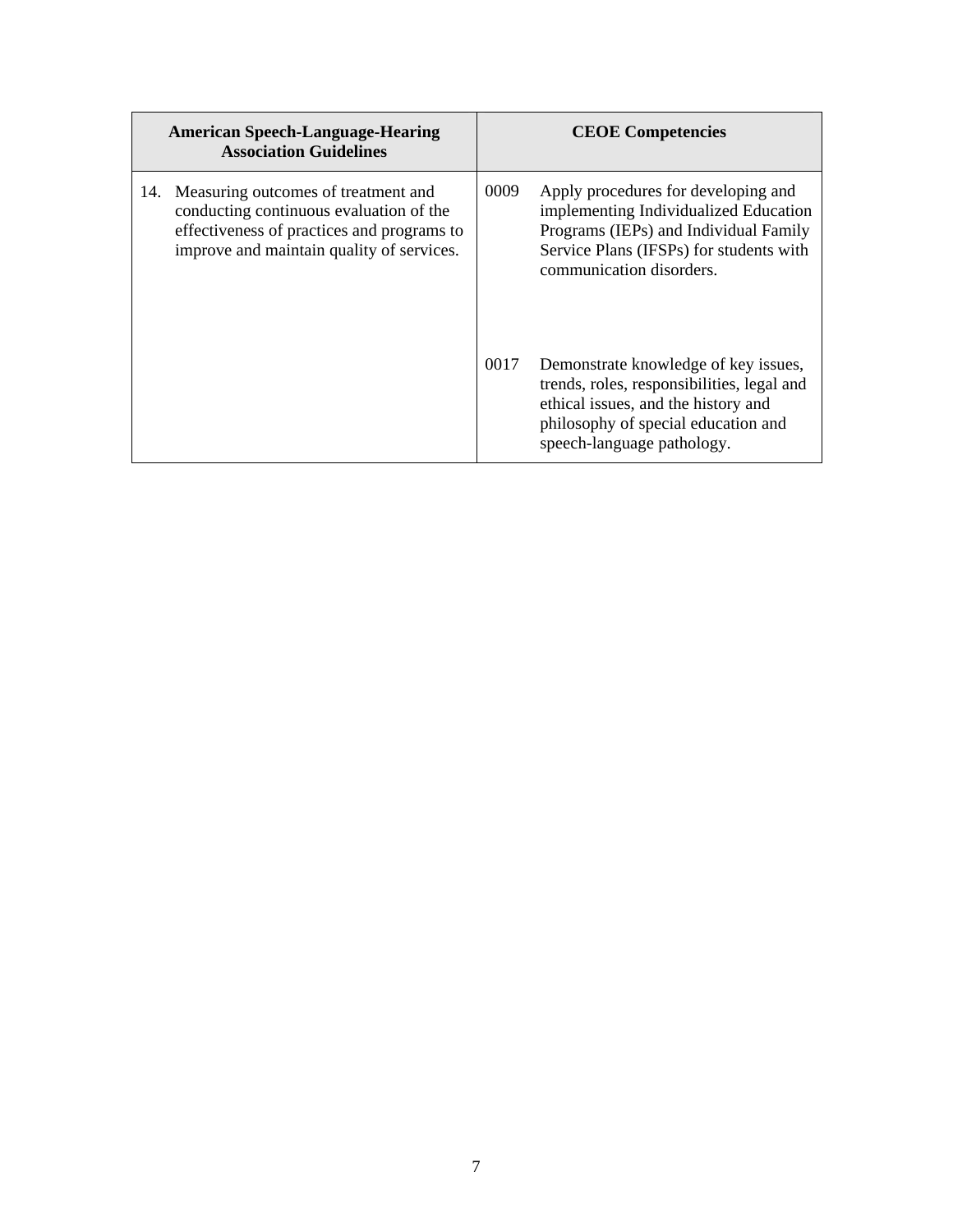| American Speech-Language-Hearing Association Guidelines | CEOE Competencies |
|---|---|
| 14. Measuring outcomes of treatment and conducting continuous evaluation of the effectiveness of practices and programs to improve and maintain quality of services. | 0009 Apply procedures for developing and implementing Individualized Education Programs (IEPs) and Individual Family Service Plans (IFSPs) for students with communication disorders.<br><br>0017 Demonstrate knowledge of key issues, trends, roles, responsibilities, legal and ethical issues, and the history and philosophy of special education and speech-language pathology. |